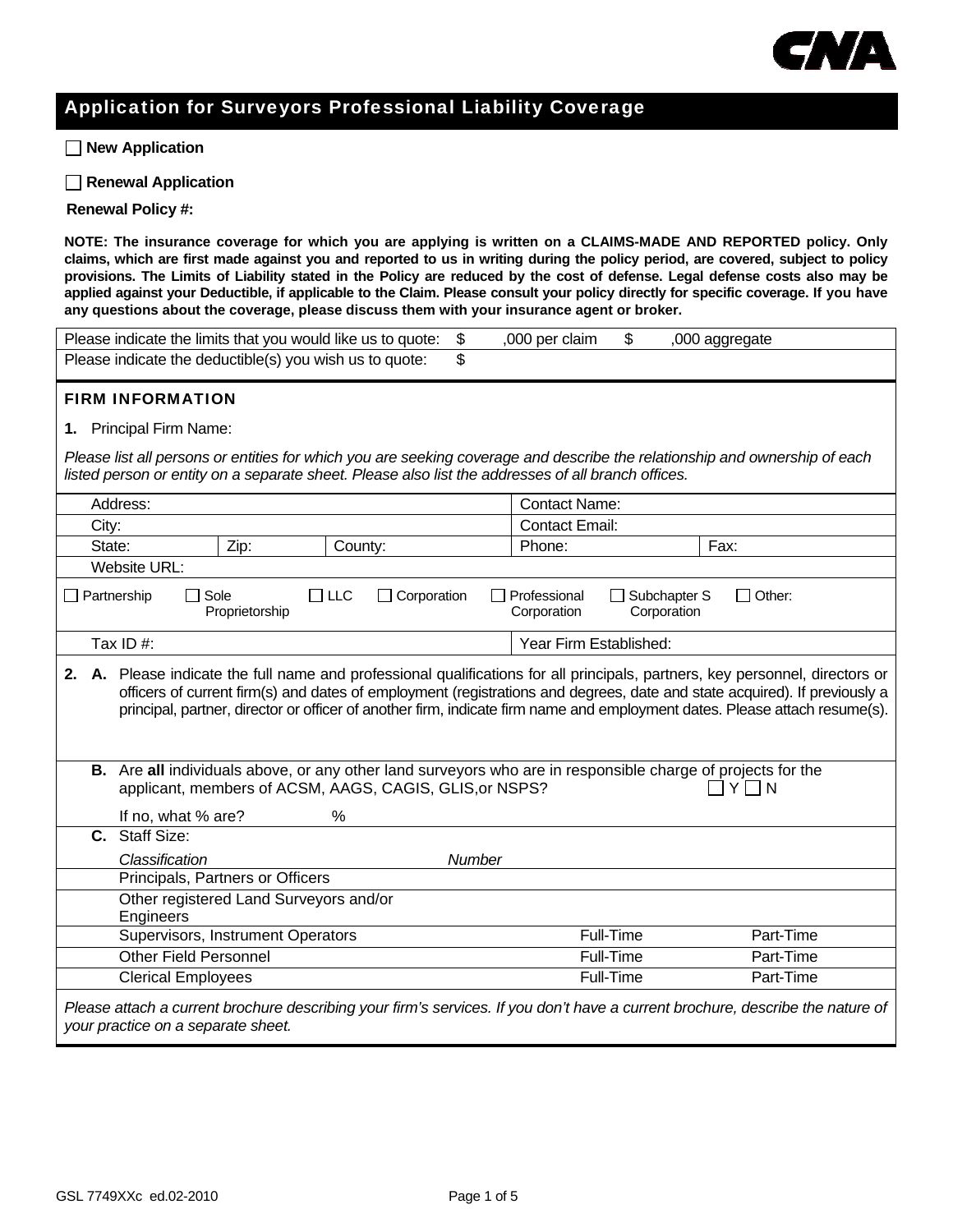## Application for Surveyors Professional Liability Coverage

☐ **New Application**

☐ **Renewal Application**

**Renewal Policy #:**

**NOTE: The insurance coverage for which you are applying is written on a CLAIMS-MADE AND REPORTED policy. Only claims, which are first made against you and reported to us in writing during the policy period, are covered, subject to policy provisions. The Limits of Liability stated in the Policy are reduced by the cost of defense. Legal defense costs also may be applied against your Deductible, if applicable to the Claim. Please consult your policy directly for specific coverage. If you have any questions about the coverage, please discuss them with your insurance agent or broker.**

| | |
|---|---|
| Please indicate the limits that you would like us to quote: | $ ,000 per claim $ ,000 aggregate |
| Please indicate the deductible(s) you wish us to quote: | $ |

### FIRM INFORMATION

**1.** Principal Firm Name:

*Please list all persons or entities for which you are seeking coverage and describe the relationship and ownership of each listed person or entity on a separate sheet. Please also list the addresses of all branch offices.*

| | | | | |
|---|---|---|---|---|
| Address: | | | Contact Name: | |
| City: | | | Contact Email: | |
| State: | Zip: | County: | Phone: | Fax: |
| Website URL: | | | | |

☐ Partnership ☐ Sole Proprietorship ☐ LLC ☐ Corporation ☐ Professional Corporation ☐ Subchapter S Corporation ☐ Other:

| | |
|---|---|
| Tax ID #: | Year Firm Established: |

**2. A.** Please indicate the full name and professional qualifications for all principals, partners, key personnel, directors or officers of current firm(s) and dates of employment (registrations and degrees, date and state acquired). If previously a principal, partner, director or officer of another firm, indicate firm name and employment dates. Please attach resume(s).

**B.** Are **all** individuals above, or any other land surveyors who are in responsible charge of projects for the applicant, members of ACSM, AAGS, CAGIS, GLIS,or NSPS? ☐ Y ☐ N

If no, what % are? %

**C.** Staff Size:

| *Classification* | *Number* | | |
|---|---|---|---|
| Principals, Partners or Officers | | | |
| Other registered Land Surveyors and/or Engineers | | | |
| Supervisors, Instrument Operators | | Full-Time | Part-Time |
| Other Field Personnel | | Full-Time | Part-Time |
| Clerical Employees | | Full-Time | Part-Time |

*Please attach a current brochure describing your firm's services. If you don't have a current brochure, describe the nature of your practice on a separate sheet.*

GSL 7749XXc ed.02-2010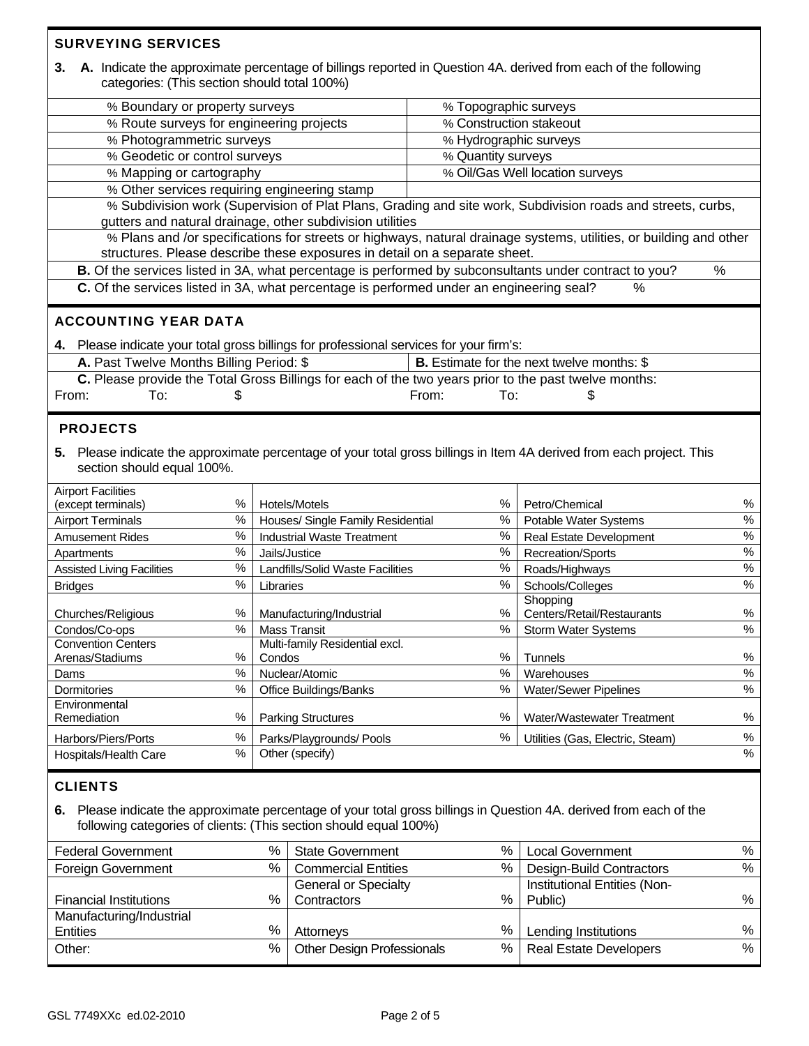## SURVEYING SERVICES

**3. A.** Indicate the approximate percentage of billings reported in Question 4A. derived from each of the following categories: (This section should total 100%)

| | |
|---|---|
| % Boundary or property surveys | % Topographic surveys |
| % Route surveys for engineering projects | % Construction stakeout |
| % Photogrammetric surveys | % Hydrographic surveys |
| % Geodetic or control surveys | % Quantity surveys |
| % Mapping or cartography | % Oil/Gas Well location surveys |
| % Other services requiring engineering stamp | |

% Subdivision work (Supervision of Plat Plans, Grading and site work, Subdivision roads and streets, curbs, gutters and natural drainage, other subdivision utilities

% Plans and /or specifications for streets or highways, natural drainage systems, utilities, or building and other structures. Please describe these exposures in detail on a separate sheet.

**B.** Of the services listed in 3A, what percentage is performed by subconsultants under contract to you? %

**C.** Of the services listed in 3A, what percentage is performed under an engineering seal? %

## ACCOUNTING YEAR DATA

**4.** Please indicate your total gross billings for professional services for your firm's:

| | |
|---|---|
| **A.** Past Twelve Months Billing Period: $ | **B.** Estimate for the next twelve months: $ |

**C.** Please provide the Total Gross Billings for each of the two years prior to the past twelve months:

From: To: $ From: To: $

## PROJECTS

**5.** Please indicate the approximate percentage of your total gross billings in Item 4A derived from each project. This section should equal 100%.

| | | | | | |
|---|---|---|---|---|---|
| Airport Facilities (except terminals) | % | Hotels/Motels | % | Petro/Chemical | % |
| Airport Terminals | % | Houses/ Single Family Residential | % | Potable Water Systems | % |
| Amusement Rides | % | Industrial Waste Treatment | % | Real Estate Development | % |
| Apartments | % | Jails/Justice | % | Recreation/Sports | % |
| Assisted Living Facilities | % | Landfills/Solid Waste Facilities | % | Roads/Highways | % |
| Bridges | % | Libraries | % | Schools/Colleges | % |
| Churches/Religious | % | Manufacturing/Industrial | % | Shopping Centers/Retail/Restaurants | % |
| Condos/Co-ops | % | Mass Transit | % | Storm Water Systems | % |
| Convention Centers Arenas/Stadiums | % | Multi-family Residential excl. Condos | % | Tunnels | % |
| Dams | % | Nuclear/Atomic | % | Warehouses | % |
| Dormitories | % | Office Buildings/Banks | % | Water/Sewer Pipelines | % |
| Environmental Remediation | % | Parking Structures | % | Water/Wastewater Treatment | % |
| Harbors/Piers/Ports | % | Parks/Playgrounds/ Pools | % | Utilities (Gas, Electric, Steam) | % |
| Hospitals/Health Care | % | Other (specify) | | | % |

## CLIENTS

**6.** Please indicate the approximate percentage of your total gross billings in Question 4A. derived from each of the following categories of clients: (This section should equal 100%)

| | | | | | |
|---|---|---|---|---|---|
| Federal Government | % | State Government | % | Local Government | % |
| Foreign Government | % | Commercial Entities | % | Design-Build Contractors | % |
| Financial Institutions | % | General or Specialty Contractors | % | Institutional Entities (Non-Public) | % |
| Manufacturing/Industrial Entities | % | Attorneys | % | Lending Institutions | % |
| Other: | % | Other Design Professionals | % | Real Estate Developers | % |

GSL 7749XXc ed.02-2010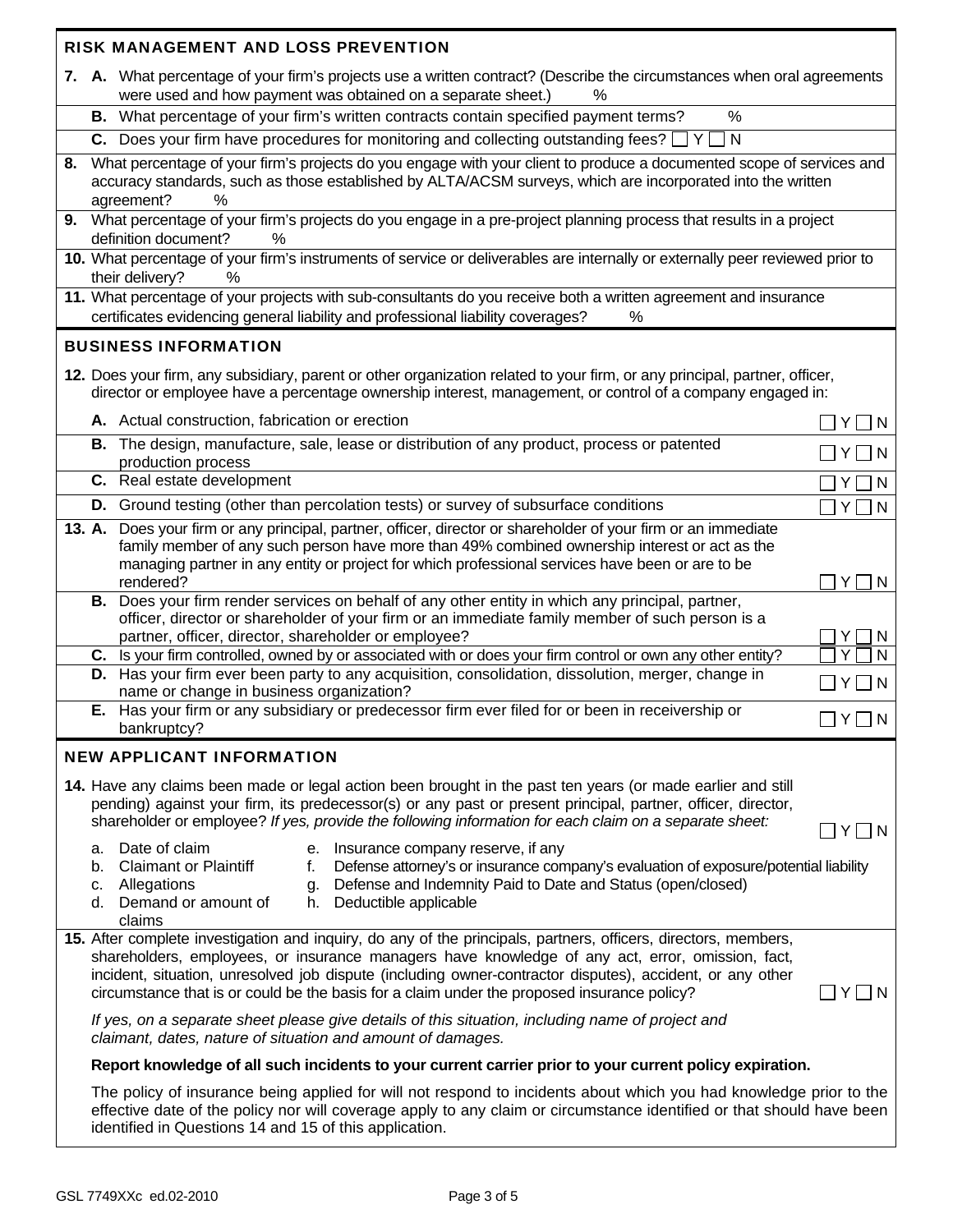## RISK MANAGEMENT AND LOSS PREVENTION

**7. A.** What percentage of your firm's projects use a written contract? (Describe the circumstances when oral agreements were used and how payment was obtained on a separate sheet.) %

**B.** What percentage of your firm's written contracts contain specified payment terms? %

**C.** Does your firm have procedures for monitoring and collecting outstanding fees? ☐ Y ☐ N

**8.** What percentage of your firm's projects do you engage with your client to produce a documented scope of services and accuracy standards, such as those established by ALTA/ACSM surveys, which are incorporated into the written agreement? %

**9.** What percentage of your firm's projects do you engage in a pre-project planning process that results in a project definition document? %

**10.** What percentage of your firm's instruments of service or deliverables are internally or externally peer reviewed prior to their delivery? %

**11.** What percentage of your projects with sub-consultants do you receive both a written agreement and insurance certificates evidencing general liability and professional liability coverages? %

## BUSINESS INFORMATION

**12.** Does your firm, any subsidiary, parent or other organization related to your firm, or any principal, partner, officer, director or employee have a percentage ownership interest, management, or control of a company engaged in:

**A.** Actual construction, fabrication or erection ☐ Y ☐ N

**B.** The design, manufacture, sale, lease or distribution of any product, process or patented production process ☐ Y ☐ N

**C.** Real estate development ☐ Y ☐ N

**D.** Ground testing (other than percolation tests) or survey of subsurface conditions ☐ Y ☐ N

**13. A.** Does your firm or any principal, partner, officer, director or shareholder of your firm or an immediate family member of any such person have more than 49% combined ownership interest or act as the managing partner in any entity or project for which professional services have been or are to be rendered? ☐ Y ☐ N

**B.** Does your firm render services on behalf of any other entity in which any principal, partner, officer, director or shareholder of your firm or an immediate family member of such person is a partner, officer, director, shareholder or employee? ☐ Y ☐ N

**C.** Is your firm controlled, owned by or associated with or does your firm control or own any other entity? ☐ Y ☐ N

**D.** Has your firm ever been party to any acquisition, consolidation, dissolution, merger, change in name or change in business organization? ☐ Y ☐ N

**E.** Has your firm or any subsidiary or predecessor firm ever filed for or been in receivership or bankruptcy? ☐ Y ☐ N

## NEW APPLICANT INFORMATION

**14.** Have any claims been made or legal action been brought in the past ten years (or made earlier and still pending) against your firm, its predecessor(s) or any past or present principal, partner, officer, director, shareholder or employee? *If yes, provide the following information for each claim on a separate sheet:* ☐ Y ☐ N

a. Date of claim
b. Claimant or Plaintiff
c. Allegations
d. Demand or amount of claims
e. Insurance company reserve, if any
f. Defense attorney's or insurance company's evaluation of exposure/potential liability
g. Defense and Indemnity Paid to Date and Status (open/closed)
h. Deductible applicable

**15.** After complete investigation and inquiry, do any of the principals, partners, officers, directors, members, shareholders, employees, or insurance managers have knowledge of any act, error, omission, fact, incident, situation, unresolved job dispute (including owner-contractor disputes), accident, or any other circumstance that is or could be the basis for a claim under the proposed insurance policy? ☐ Y ☐ N

*If yes, on a separate sheet please give details of this situation, including name of project and claimant, dates, nature of situation and amount of damages.*

**Report knowledge of all such incidents to your current carrier prior to your current policy expiration.**

The policy of insurance being applied for will not respond to incidents about which you had knowledge prior to the effective date of the policy nor will coverage apply to any claim or circumstance identified or that should have been identified in Questions 14 and 15 of this application.

GSL 7749XXc ed.02-2010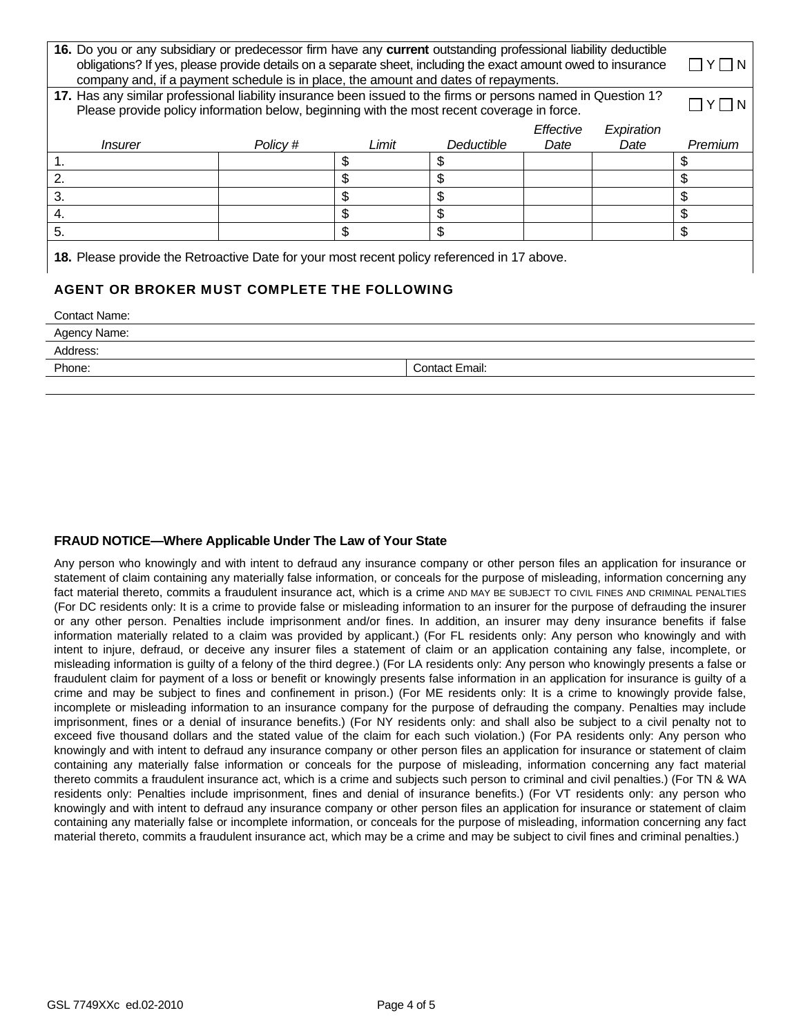**16.** Do you or any subsidiary or predecessor firm have any **current** outstanding professional liability deductible obligations? If yes, please provide details on a separate sheet, including the exact amount owed to insurance company and, if a payment schedule is in place, the amount and dates of repayments. ☐ Y ☐ N

**17.** Has any similar professional liability insurance been issued to the firms or persons named in Question 1? Please provide policy information below, beginning with the most recent coverage in force. ☐ Y ☐ N

| *Insurer* | *Policy #* | *Limit* | *Deductible* | *Effective Date* | *Expiration Date* | *Premium* |
|---|---|---|---|---|---|---|
| 1. | | $ | $ | | | $ |
| 2. | | $ | $ | | | $ |
| 3. | | $ | $ | | | $ |
| 4. | | $ | $ | | | $ |
| 5. | | $ | $ | | | $ |

**18.** Please provide the Retroactive Date for your most recent policy referenced in 17 above.

## AGENT OR BROKER MUST COMPLETE THE FOLLOWING

Contact Name:

Agency Name:

Address:

Phone: Contact Email:

### FRAUD NOTICE—Where Applicable Under The Law of Your State

Any person who knowingly and with intent to defraud any insurance company or other person files an application for insurance or statement of claim containing any materially false information, or conceals for the purpose of misleading, information concerning any fact material thereto, commits a fraudulent insurance act, which is a crime AND MAY BE SUBJECT TO CIVIL FINES AND CRIMINAL PENALTIES (For DC residents only: It is a crime to provide false or misleading information to an insurer for the purpose of defrauding the insurer or any other person. Penalties include imprisonment and/or fines. In addition, an insurer may deny insurance benefits if false information materially related to a claim was provided by applicant.) (For FL residents only: Any person who knowingly and with intent to injure, defraud, or deceive any insurer files a statement of claim or an application containing any false, incomplete, or misleading information is guilty of a felony of the third degree.) (For LA residents only: Any person who knowingly presents a false or fraudulent claim for payment of a loss or benefit or knowingly presents false information in an application for insurance is guilty of a crime and may be subject to fines and confinement in prison.) (For ME residents only: It is a crime to knowingly provide false, incomplete or misleading information to an insurance company for the purpose of defrauding the company. Penalties may include imprisonment, fines or a denial of insurance benefits.) (For NY residents only: and shall also be subject to a civil penalty not to exceed five thousand dollars and the stated value of the claim for each such violation.) (For PA residents only: Any person who knowingly and with intent to defraud any insurance company or other person files an application for insurance or statement of claim containing any materially false information or conceals for the purpose of misleading, information concerning any fact material thereto commits a fraudulent insurance act, which is a crime and subjects such person to criminal and civil penalties.) (For TN & WA residents only: Penalties include imprisonment, fines and denial of insurance benefits.) (For VT residents only: any person who knowingly and with intent to defraud any insurance company or other person files an application for insurance or statement of claim containing any materially false or incomplete information, or conceals for the purpose of misleading, information concerning any fact material thereto, commits a fraudulent insurance act, which may be a crime and may be subject to civil fines and criminal penalties.)

GSL 7749XXc ed.02-2010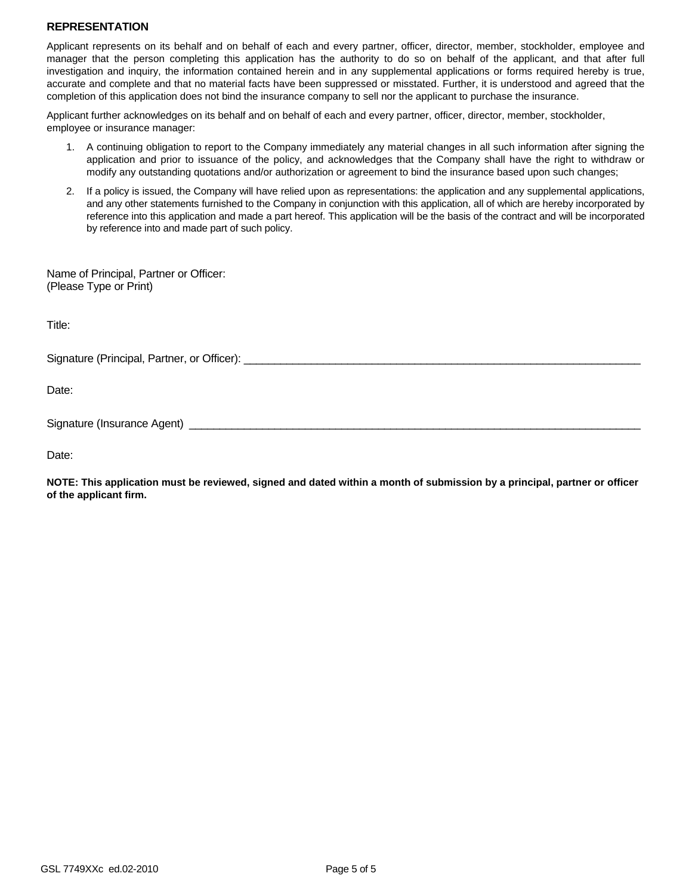## REPRESENTATION

Applicant represents on its behalf and on behalf of each and every partner, officer, director, member, stockholder, employee and manager that the person completing this application has the authority to do so on behalf of the applicant, and that after full investigation and inquiry, the information contained herein and in any supplemental applications or forms required hereby is true, accurate and complete and that no material facts have been suppressed or misstated. Further, it is understood and agreed that the completion of this application does not bind the insurance company to sell nor the applicant to purchase the insurance.

Applicant further acknowledges on its behalf and on behalf of each and every partner, officer, director, member, stockholder, employee or insurance manager:

1. A continuing obligation to report to the Company immediately any material changes in all such information after signing the application and prior to issuance of the policy, and acknowledges that the Company shall have the right to withdraw or modify any outstanding quotations and/or authorization or agreement to bind the insurance based upon such changes;
2. If a policy is issued, the Company will have relied upon as representations: the application and any supplemental applications, and any other statements furnished to the Company in conjunction with this application, all of which are hereby incorporated by reference into this application and made a part hereof. This application will be the basis of the contract and will be incorporated by reference into and made part of such policy.

Name of Principal, Partner or Officer:
(Please Type or Print)

Title:

Signature (Principal, Partner, or Officer): ____________________________________________

Date:

Signature (Insurance Agent) ____________________________________________

Date:

**NOTE: This application must be reviewed, signed and dated within a month of submission by a principal, partner or officer of the applicant firm.**

GSL 7749XXc ed.02-2010